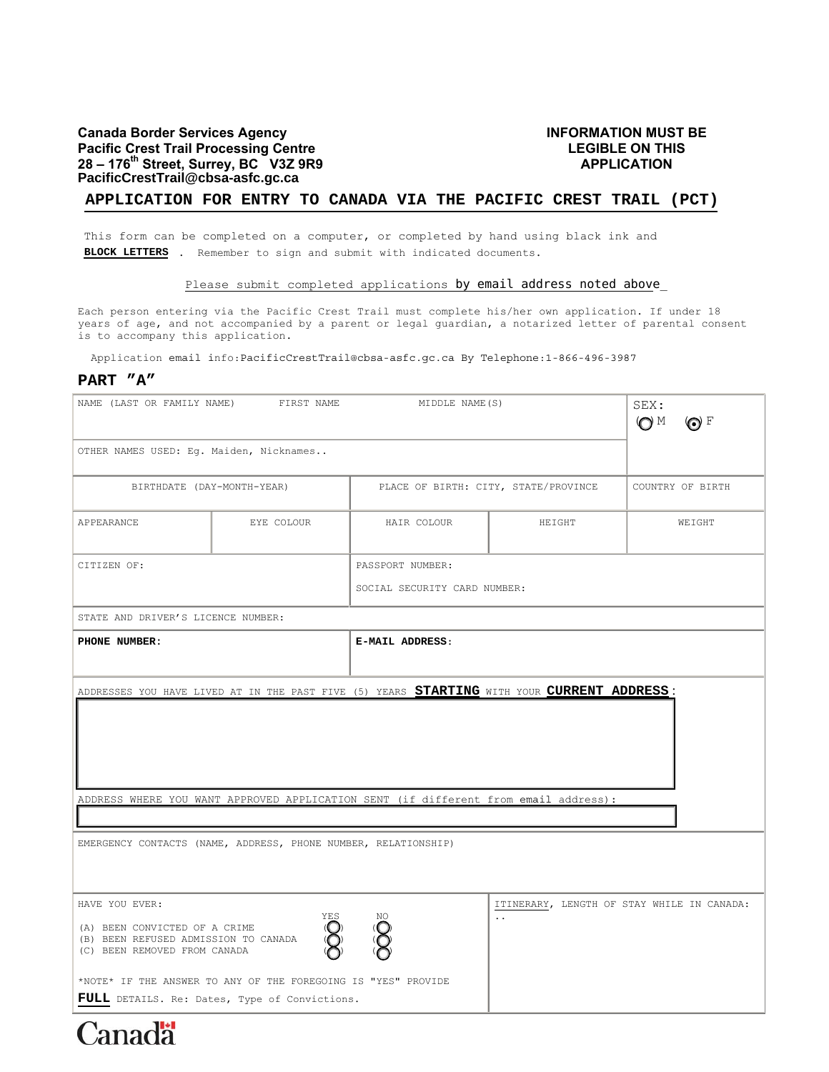**Canada Border Services Agency**
**Pacific Crest Trail Processing Centre**
**28 – 176th Street, Surrey, BC V3Z 9R9**
**PacificCrestTrail@cbsa-asfc.gc.ca**

**INFORMATION MUST BE LEGIBLE ON THIS APPLICATION**

# APPLICATION FOR ENTRY TO CANADA VIA THE PACIFIC CREST TRAIL (PCT)

This form can be completed on a computer, or completed by hand using black ink and **BLOCK LETTERS** . Remember to sign and submit with indicated documents.

Please submit completed applications by email address noted above

Each person entering via the Pacific Crest Trail must complete his/her own application. If under 18 years of age, and not accompanied by a parent or legal guardian, a notarized letter of parental consent is to accompany this application.

Application email info:PacificCrestTrail@cbsa-asfc.gc.ca By Telephone:1-866-496-3987

## PART "A"

| NAME (LAST OR FAMILY NAME) | FIRST NAME | MIDDLE NAME(S) | | SEX: ( ) M ( ) F |
|---|---|---|---|---|
| OTHER NAMES USED: Eg. Maiden, Nicknames.. | | | | |
| BIRTHDATE (DAY-MONTH-YEAR) | | PLACE OF BIRTH: CITY, STATE/PROVINCE | | COUNTRY OF BIRTH |
| APPEARANCE | EYE COLOUR | HAIR COLOUR | HEIGHT | WEIGHT |
| CITIZEN OF: | | PASSPORT NUMBER: SOCIAL SECURITY CARD NUMBER: | | |
| STATE AND DRIVER'S LICENCE NUMBER: | | | | |
| **PHONE NUMBER:** | | **E-MAIL ADDRESS:** | | |

ADDRESSES YOU HAVE LIVED AT IN THE PAST FIVE (5) YEARS **STARTING** WITH YOUR **CURRENT ADDRESS**:

ADDRESS WHERE YOU WANT APPROVED APPLICATION SENT (if different from email address):

EMERGENCY CONTACTS (NAME, ADDRESS, PHONE NUMBER, RELATIONSHIP)

| HAVE YOU EVER: | YES | NO |
|---|---|---|
| (A) BEEN CONVICTED OF A CRIME | ( ) | ( ) |
| (B) BEEN REFUSED ADMISSION TO CANADA | ( ) | ( ) |
| (C) BEEN REMOVED FROM CANADA | ( ) | ( ) |

*NOTE* IF THE ANSWER TO ANY OF THE FOREGOING IS "YES" PROVIDE **FULL** DETAILS. Re: Dates, Type of Convictions.

ITINERARY, LENGTH OF STAY WHILE IN CANADA:
..

Canada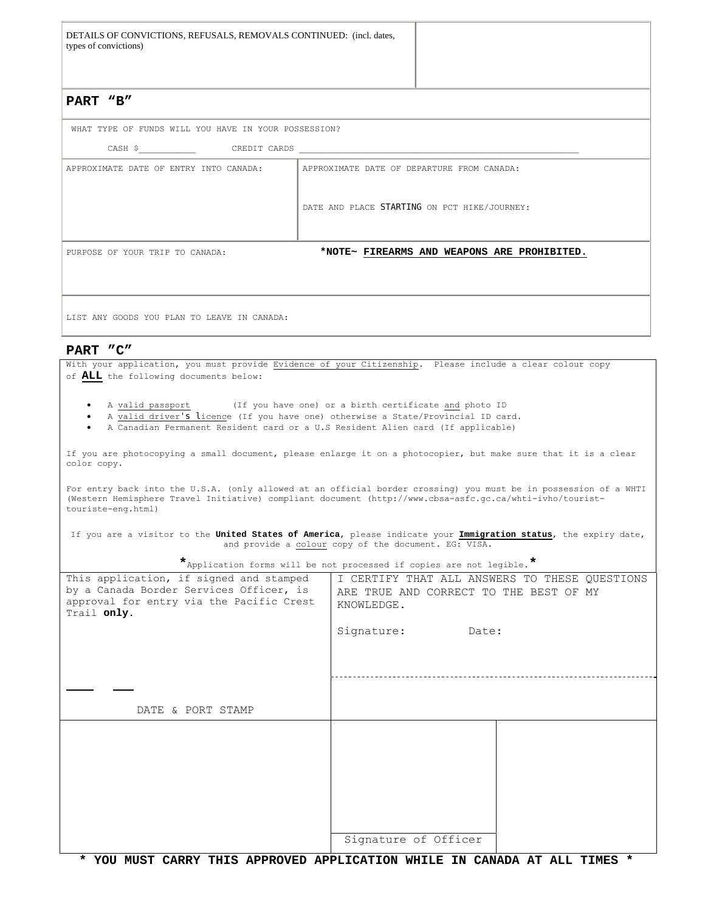DETAILS OF CONVICTIONS, REFUSALS, REMOVALS CONTINUED: (incl. dates, types of convictions)

## PART "B"

WHAT TYPE OF FUNDS WILL YOU HAVE IN YOUR POSSESSION?

CASH $___________ CREDIT CARDS ___________________________________________________________

| APPROXIMATE DATE OF ENTRY INTO CANADA: | APPROXIMATE DATE OF DEPARTURE FROM CANADA: |
|---|---|
| | DATE AND PLACE STARTING ON PCT HIKE/JOURNEY: |

PURPOSE OF YOUR TRIP TO CANADA: **\*NOTE~ FIREARMS AND WEAPONS ARE PROHIBITED.**

LIST ANY GOODS YOU PLAN TO LEAVE IN CANADA:

## PART "C"

With your application, you must provide Evidence of your Citizenship. Please include a clear colour copy of **ALL** the following documents below:

- A valid passport (If you have one) or a birth certificate and photo ID
- A valid driver's licence (If you have one) otherwise a State/Provincial ID card.
- A Canadian Permanent Resident card or a U.S Resident Alien card (If applicable)

If you are photocopying a small document, please enlarge it on a photocopier, but make sure that it is a clear color copy.

For entry back into the U.S.A. (only allowed at an official border crossing) you must be in possession of a WHTI (Western Hemisphere Travel Initiative) compliant document (http://www.cbsa-asfc.gc.ca/whti-ivho/tourist-touriste-eng.html)

If you are a visitor to the **United States of America**, please indicate your **Immigration status**, the expiry date, and provide a colour copy of the document. EG: VISA.

\*Application forms will be not processed if copies are not legible.\*

| | |
|---|---|
| This application, if signed and stamped by a Canada Border Services Officer, is approval for entry via the Pacific Crest Trail **only**. | I CERTIFY THAT ALL ANSWERS TO THESE QUESTIONS ARE TRUE AND CORRECT TO THE BEST OF MY KNOWLEDGE.<br><br>Signature: Date: |
| DATE & PORT STAMP | |

Signature of Officer

**\* YOU MUST CARRY THIS APPROVED APPLICATION WHILE IN CANADA AT ALL TIMES \***